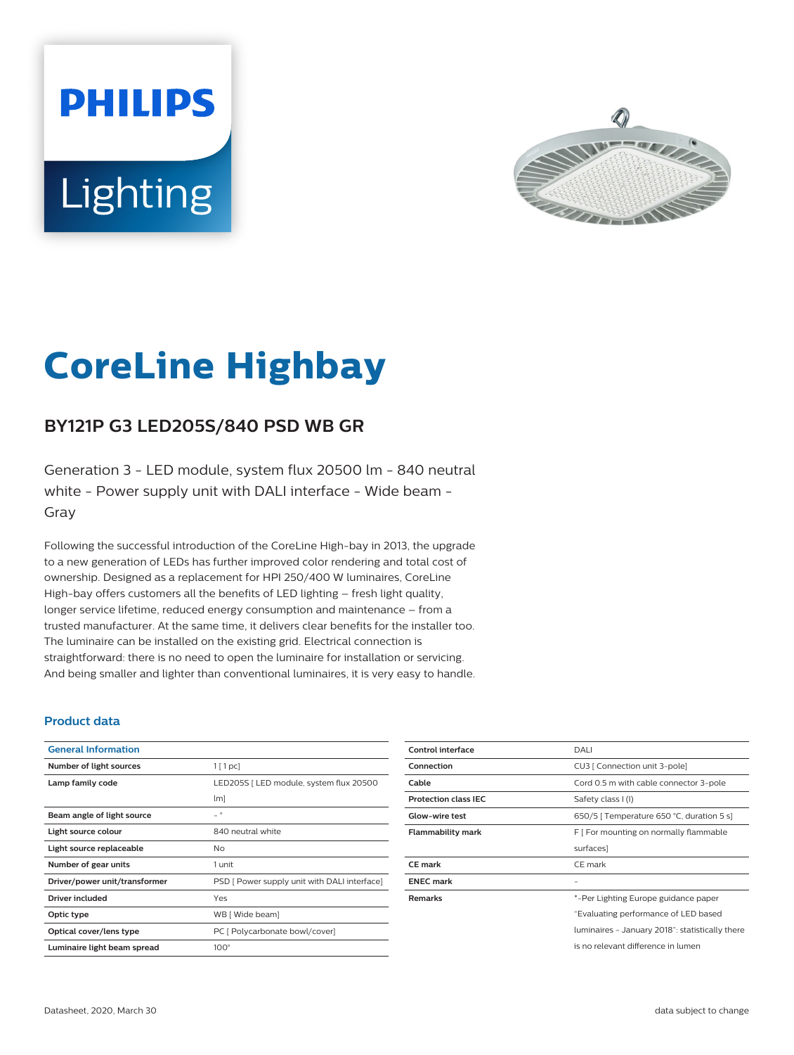PHILIPS

Lighting

# CoreLine Highbay

## BY121P G3 LED205S/840 PSD WB GR

Generation 3 - LED module, system flux 20500 lm - 840 neutral white - Power supply unit with DALI interface - Wide beam - Gray

Following the successful introduction of the CoreLine High-bay in 2013, the upgrade to a new generation of LEDs has further improved color rendering and total cost of ownership. Designed as a replacement for HPI 250/400 W luminaires, CoreLine High-bay offers customers all the benefits of LED lighting – fresh light quality, longer service lifetime, reduced energy consumption and maintenance – from a trusted manufacturer. At the same time, it delivers clear benefits for the installer too. The luminaire can be installed on the existing grid. Electrical connection is straightforward: there is no need to open the luminaire for installation or servicing. And being smaller and lighter than conventional luminaires, it is very easy to handle.

### Product data

| General Information | |
|---|---|
| Number of light sources | 1 [ 1 pc] |
| Lamp family code | LED205S [ LED module, system flux 20500 lm] |
| Beam angle of light source | - ° |
| Light source colour | 840 neutral white |
| Light source replaceable | No |
| Number of gear units | 1 unit |
| Driver/power unit/transformer | PSD [ Power supply unit with DALI interface] |
| Driver included | Yes |
| Optic type | WB [ Wide beam] |
| Optical cover/lens type | PC [ Polycarbonate bowl/cover] |
| Luminaire light beam spread | 100° |
| Control interface | DALI |
| Connection | CU3 [ Connection unit 3-pole] |
| Cable | Cord 0.5 m with cable connector 3-pole |
| Protection class IEC | Safety class I (I) |
| Glow-wire test | 650/5 [ Temperature 650 °C, duration 5 s] |
| Flammability mark | F [ For mounting on normally flammable surfaces] |
| CE mark | CE mark |
| ENEC mark | - |
| Remarks | *-Per Lighting Europe guidance paper "Evaluating performance of LED based luminaires - January 2018": statistically there is no relevant difference in lumen |

Datasheet, 2020, March 30

data subject to change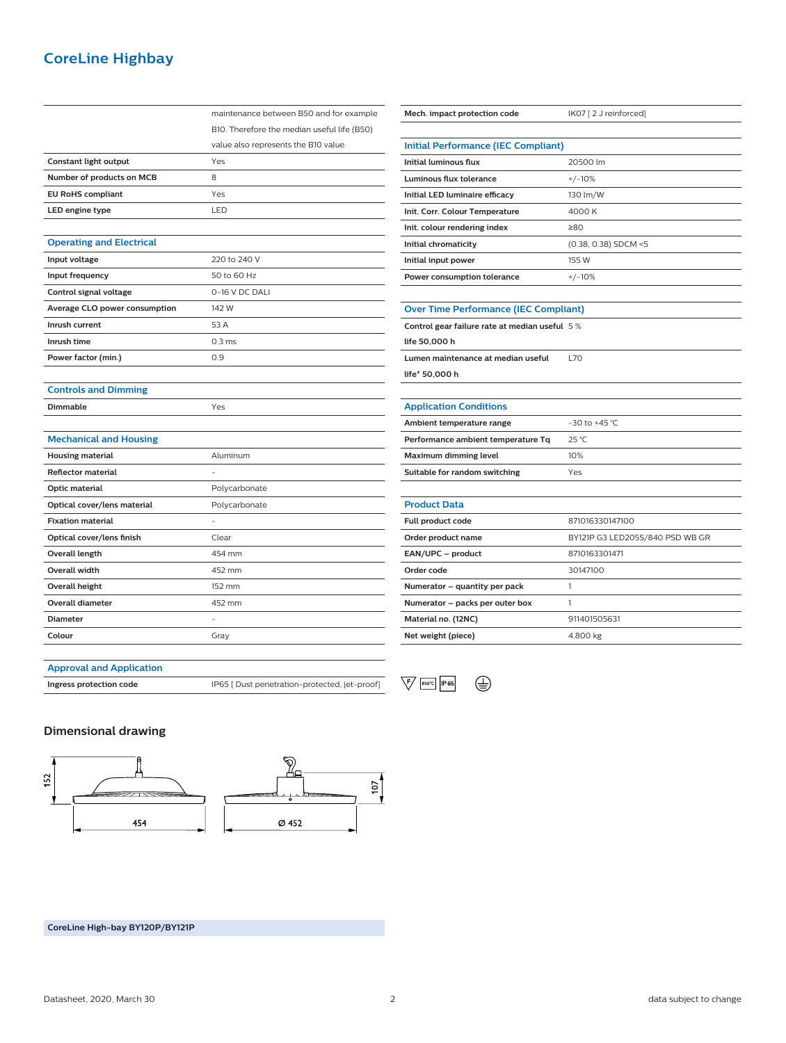# CoreLine Highbay

| | |
|---|---|
| | maintenance between B50 and for example B10. Therefore the median useful life (B50) value also represents the B10 value. |
| **Constant light output** | Yes |
| **Number of products on MCB** | 8 |
| **EU RoHS compliant** | Yes |
| **LED engine type** | LED |

## Operating and Electrical

| | |
|---|---|
| **Input voltage** | 220 to 240 V |
| **Input frequency** | 50 to 60 Hz |
| **Control signal voltage** | 0-16 V DC DALI |
| **Average CLO power consumption** | 142 W |
| **Inrush current** | 53 A |
| **Inrush time** | 0.3 ms |
| **Power factor (min.)** | 0.9 |

## Controls and Dimming

| | |
|---|---|
| **Dimmable** | Yes |

## Mechanical and Housing

| | |
|---|---|
| **Housing material** | Aluminum |
| **Reflector material** | - |
| **Optic material** | Polycarbonate |
| **Optical cover/lens material** | Polycarbonate |
| **Fixation material** | - |
| **Optical cover/lens finish** | Clear |
| **Overall length** | 454 mm |
| **Overall width** | 452 mm |
| **Overall height** | 152 mm |
| **Overall diameter** | 452 mm |
| **Diameter** | - |
| **Colour** | Gray |

## Approval and Application

| | |
|---|---|
| **Ingress protection code** | IP65 [ Dust penetration-protected, jet-proof] |
| **Mech. impact protection code** | IK07 [ 2 J reinforced] |

## Initial Performance (IEC Compliant)

| | |
|---|---|
| **Initial luminous flux** | 20500 lm |
| **Luminous flux tolerance** | +/-10% |
| **Initial LED luminaire efficacy** | 130 lm/W |
| **Init. Corr. Colour Temperature** | 4000 K |
| **Init. colour rendering index** | ≥80 |
| **Initial chromaticity** | (0.38, 0.38) SDCM <5 |
| **Initial input power** | 155 W |
| **Power consumption tolerance** | +/-10% |

## Over Time Performance (IEC Compliant)

| | |
|---|---|
| **Control gear failure rate at median useful life 50,000 h** | 5 % |
| **Lumen maintenance at median useful life* 50,000 h** | L70 |

## Application Conditions

| | |
|---|---|
| **Ambient temperature range** | -30 to +45 °C |
| **Performance ambient temperature Tq** | 25 °C |
| **Maximum dimming level** | 10% |
| **Suitable for random switching** | Yes |

## Product Data

| | |
|---|---|
| **Full product code** | 871016330147100 |
| **Order product name** | BY121P G3 LED205S/840 PSD WB GR |
| **EAN/UPC – product** | 8710163301471 |
| **Order code** | 30147100 |
| **Numerator – quantity per pack** | 1 |
| **Numerator – packs per outer box** | 1 |
| **Material no. (12NC)** | 911401505631 |
| **Net weight (piece)** | 4.800 kg |

## Dimensional drawing

152

454

Ø 452

107

**CoreLine High-bay BY120P/BY121P**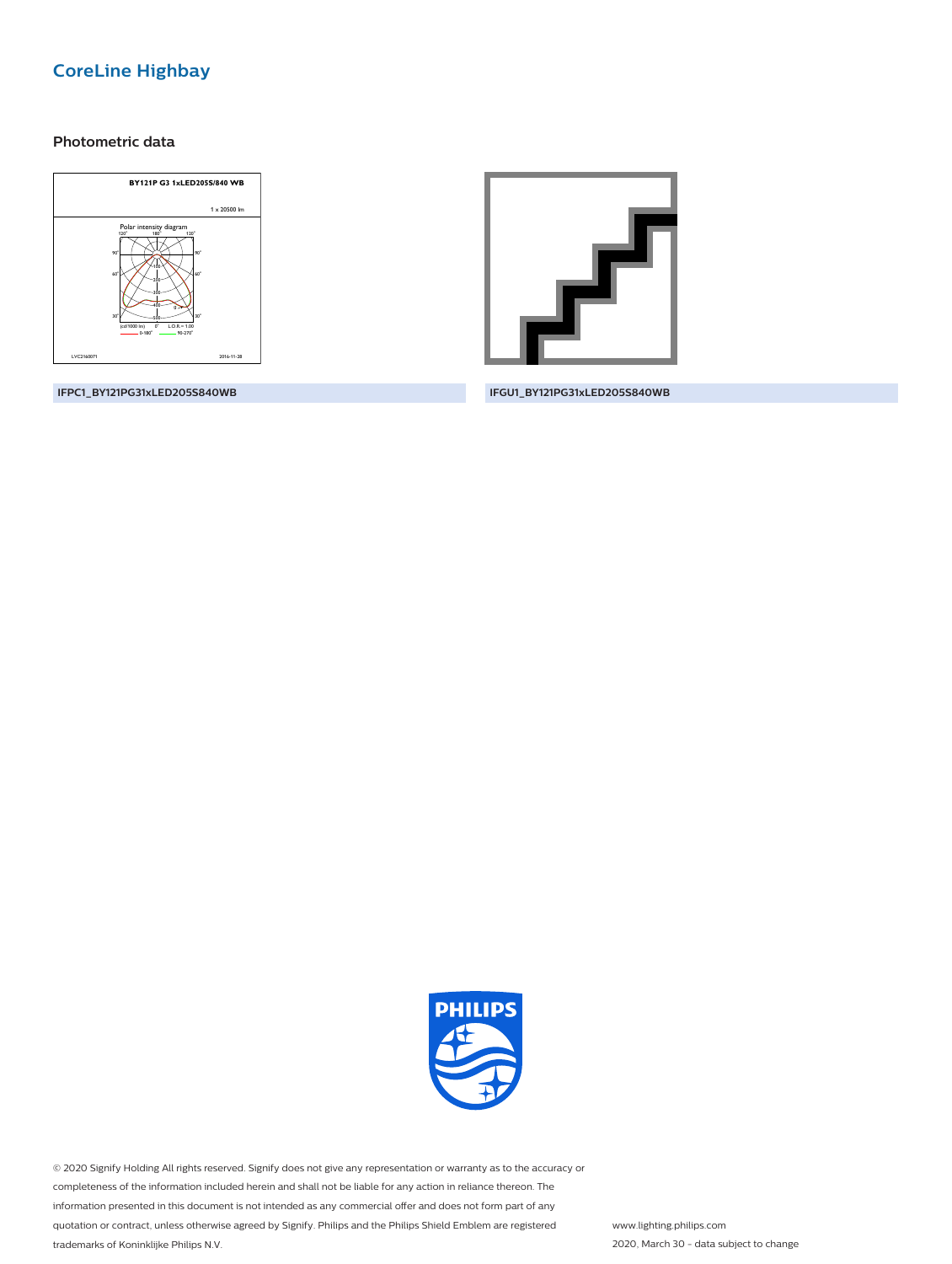## CoreLine Highbay

### Photometric data

BY121P G3 1xLED205S/840 WB

1 x 20500 lm

Polar intensity diagram

120° 180° 120°

90° 90°

60° 60°

30° 30°

100

200

300

400

500

(cd/1000 lm) 0° L.O.R.= 1.00

0-180° 90-270°

LVC2160071 2016-11-28

IFPC1_BY121PG31xLED205S840WB

IFGU1_BY121PG31xLED205S840WB

© 2020 Signify Holding All rights reserved. Signify does not give any representation or warranty as to the accuracy or completeness of the information included herein and shall not be liable for any action in reliance thereon. The information presented in this document is not intended as any commercial offer and does not form part of any quotation or contract, unless otherwise agreed by Signify. Philips and the Philips Shield Emblem are registered trademarks of Koninklijke Philips N.V.

www.lighting.philips.com

2020, March 30 - data subject to change